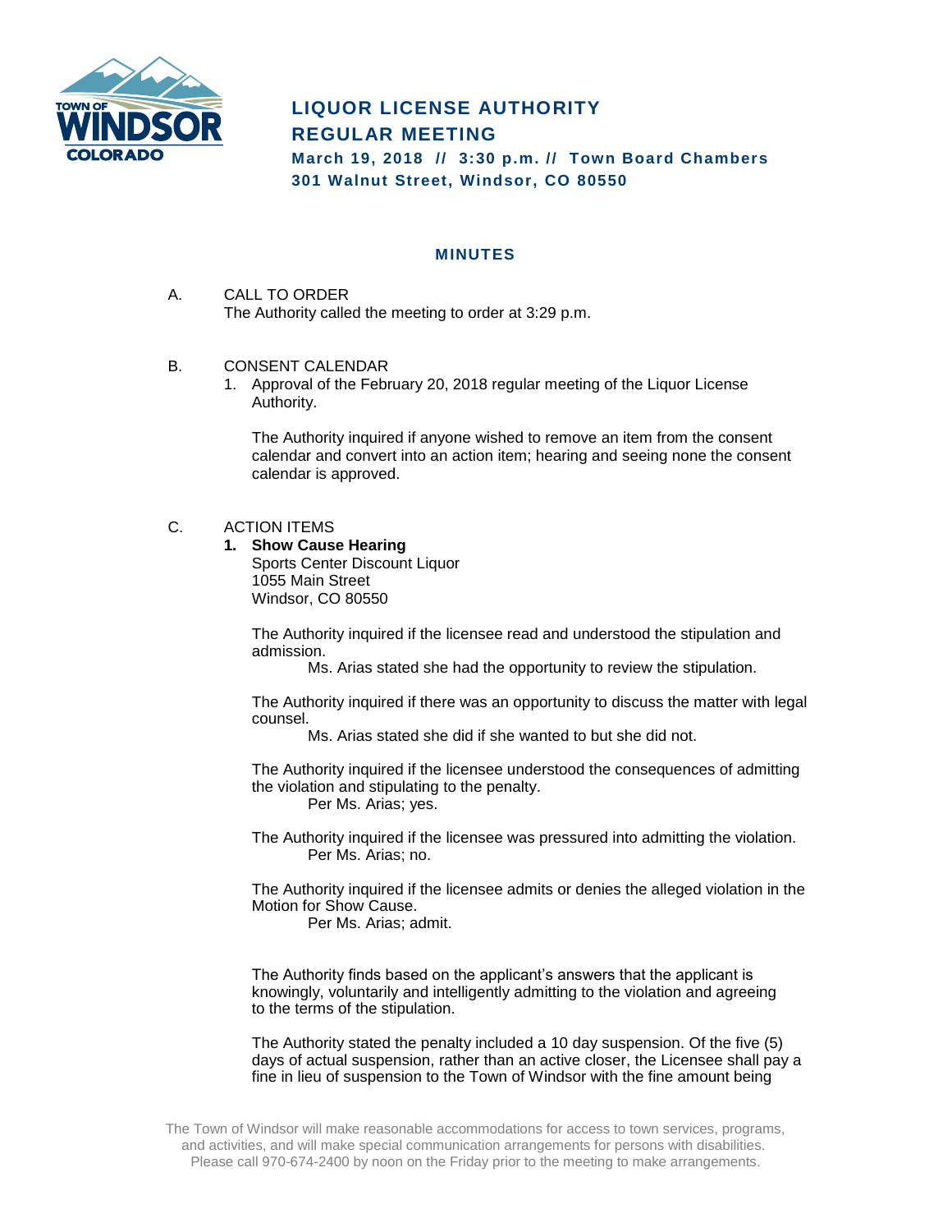# LIQUOR LICENSE AUTHORITY
# REGULAR MEETING

**March 19, 2018 // 3:30 p.m. // Town Board Chambers**
**301 Walnut Street, Windsor, CO 80550**

## MINUTES

A. CALL TO ORDER
The Authority called the meeting to order at 3:29 p.m.

B. CONSENT CALENDAR
1. Approval of the February 20, 2018 regular meeting of the Liquor License Authority.

   The Authority inquired if anyone wished to remove an item from the consent calendar and convert into an action item; hearing and seeing none the consent calendar is approved.

C. ACTION ITEMS
1. **Show Cause Hearing**
   Sports Center Discount Liquor
   1055 Main Street
   Windsor, CO 80550

   The Authority inquired if the licensee read and understood the stipulation and admission.
   Ms. Arias stated she had the opportunity to review the stipulation.

   The Authority inquired if there was an opportunity to discuss the matter with legal counsel.
   Ms. Arias stated she did if she wanted to but she did not.

   The Authority inquired if the licensee understood the consequences of admitting the violation and stipulating to the penalty.
   Per Ms. Arias; yes.

   The Authority inquired if the licensee was pressured into admitting the violation.
   Per Ms. Arias; no.

   The Authority inquired if the licensee admits or denies the alleged violation in the Motion for Show Cause.
   Per Ms. Arias; admit.

   The Authority finds based on the applicant's answers that the applicant is knowingly, voluntarily and intelligently admitting to the violation and agreeing to the terms of the stipulation.

   The Authority stated the penalty included a 10 day suspension. Of the five (5) days of actual suspension, rather than an active closer, the Licensee shall pay a fine in lieu of suspension to the Town of Windsor with the fine amount being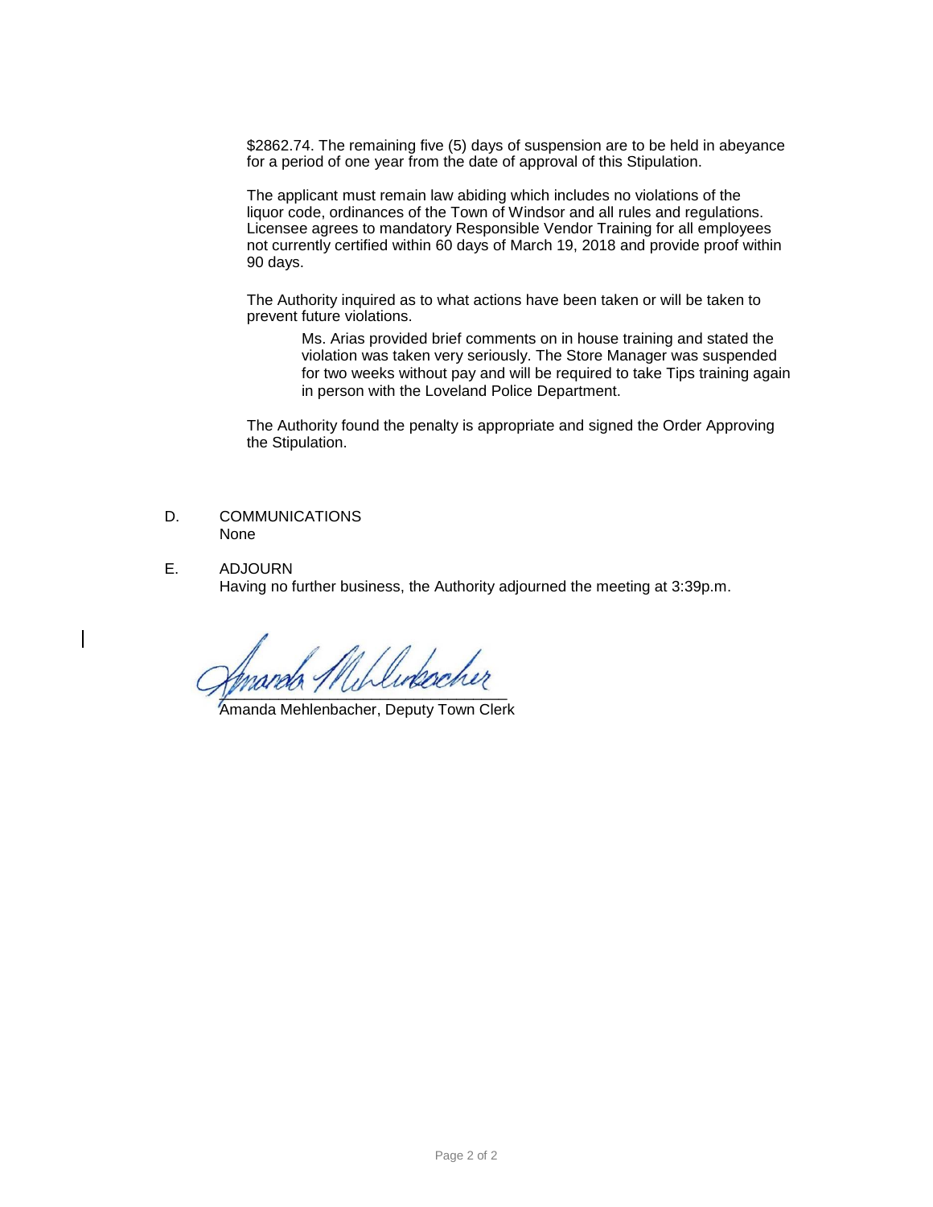$2862.74. The remaining five (5) days of suspension are to be held in abeyance for a period of one year from the date of approval of this Stipulation.

The applicant must remain law abiding which includes no violations of the liquor code, ordinances of the Town of Windsor and all rules and regulations. Licensee agrees to mandatory Responsible Vendor Training for all employees not currently certified within 60 days of March 19, 2018 and provide proof within 90 days.

The Authority inquired as to what actions have been taken or will be taken to prevent future violations.

> Ms. Arias provided brief comments on in house training and stated the violation was taken very seriously. The Store Manager was suspended for two weeks without pay and will be required to take Tips training again in person with the Loveland Police Department.

The Authority found the penalty is appropriate and signed the Order Approving the Stipulation.

D. COMMUNICATIONS
None

E. ADJOURN
Having no further business, the Authority adjourned the meeting at 3:39p.m.

Amanda Mehlenbacher, Deputy Town Clerk